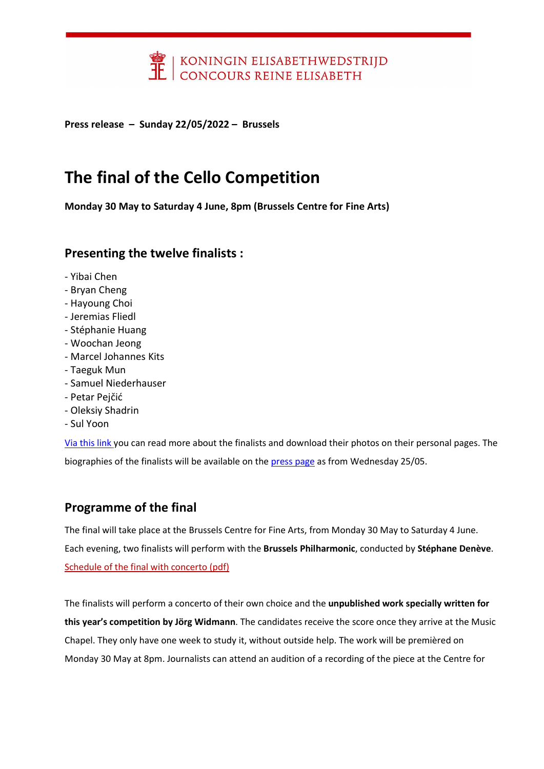KONINGIN ELISABETHWEDSTRIJD
CONCOURS REINE ELISABETH

**Press release – Sunday 22/05/2022 – Brussels**

# The final of the Cello Competition

**Monday 30 May to Saturday 4 June, 8pm (Brussels Centre for Fine Arts)**

## Presenting the twelve finalists :

- Yibai Chen
- Bryan Cheng
- Hayoung Choi
- Jeremias Fliedl
- Stéphanie Huang
- Woochan Jeong
- Marcel Johannes Kits
- Taeguk Mun
- Samuel Niederhauser
- Petar Pejčić
- Oleksiy Shadrin
- Sul Yoon

Via this link you can read more about the finalists and download their photos on their personal pages. The biographies of the finalists will be available on the press page as from Wednesday 25/05.

## Programme of the final

The final will take place at the Brussels Centre for Fine Arts, from Monday 30 May to Saturday 4 June. Each evening, two finalists will perform with the **Brussels Philharmonic**, conducted by **Stéphane Denève**.

Schedule of the final with concerto (pdf)

The finalists will perform a concerto of their own choice and the **unpublished work specially written for this year's competition by Jörg Widmann**. The candidates receive the score once they arrive at the Music Chapel. They only have one week to study it, without outside help. The work will be premièred on Monday 30 May at 8pm. Journalists can attend an audition of a recording of the piece at the Centre for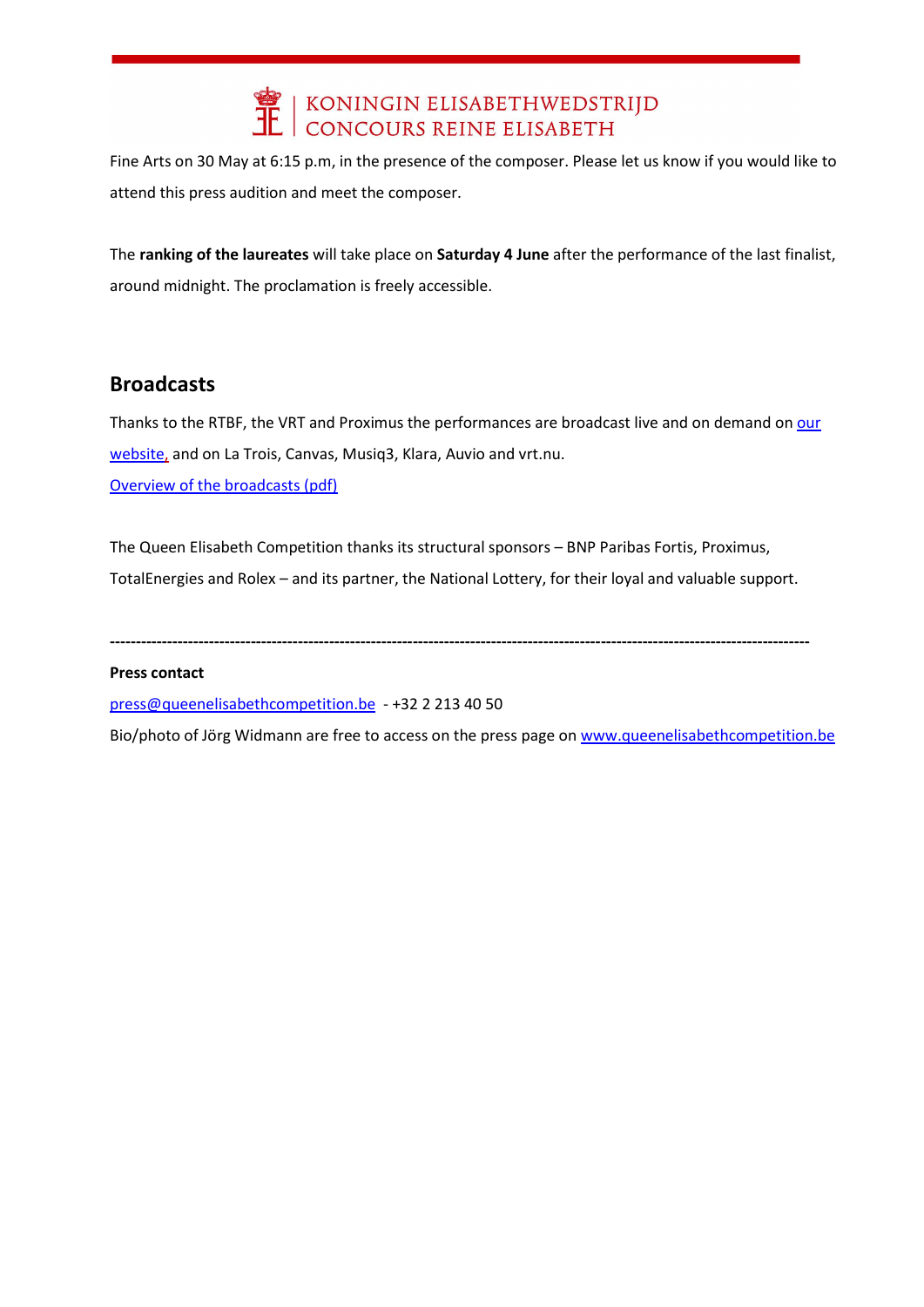Fine Arts on 30 May at 6:15 p.m, in the presence of the composer. Please let us know if you would like to attend this press audition and meet the composer.

The **ranking of the laureates** will take place on **Saturday 4 June** after the performance of the last finalist, around midnight. The proclamation is freely accessible.

## Broadcasts

Thanks to the RTBF, the VRT and Proximus the performances are broadcast live and on demand on our website, and on La Trois, Canvas, Musiq3, Klara, Auvio and vrt.nu.

Overview of the broadcasts (pdf)

The Queen Elisabeth Competition thanks its structural sponsors – BNP Paribas Fortis, Proximus, TotalEnergies and Rolex – and its partner, the National Lottery, for their loyal and valuable support.

**-----------------------------------------------------------------------------------------------------------------------------**

**Press contact**

press@queenelisabethcompetition.be - +32 2 213 40 50

Bio/photo of Jörg Widmann are free to access on the press page on www.queenelisabethcompetition.be